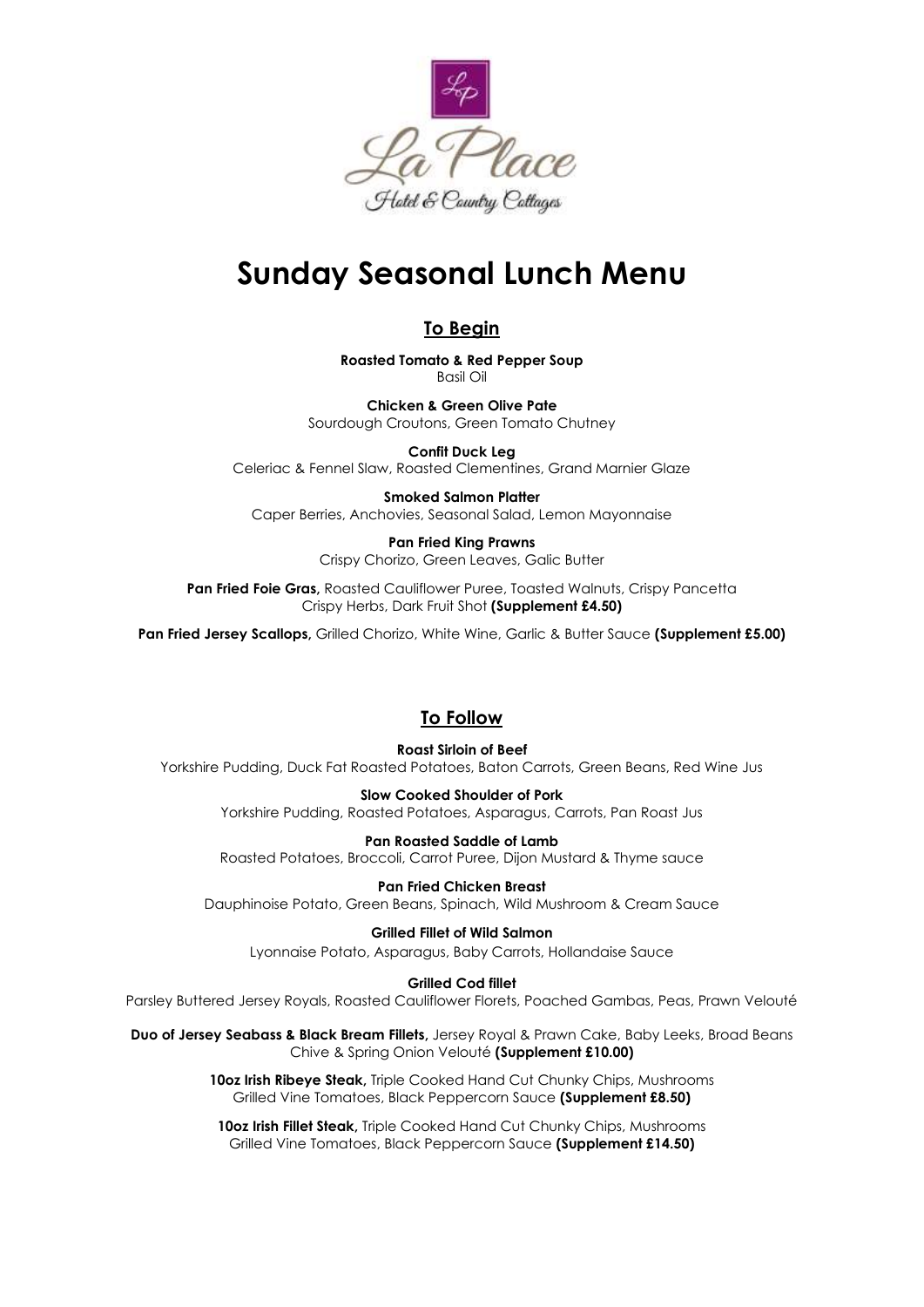La Place
Hotel & Country Cottages

# Sunday Seasonal Lunch Menu

## To Begin

**Roasted Tomato & Red Pepper Soup**
Basil Oil

**Chicken & Green Olive Pate**
Sourdough Croutons, Green Tomato Chutney

**Confit Duck Leg**
Celeriac & Fennel Slaw, Roasted Clementines, Grand Marnier Glaze

**Smoked Salmon Platter**
Caper Berries, Anchovies, Seasonal Salad, Lemon Mayonnaise

**Pan Fried King Prawns**
Crispy Chorizo, Green Leaves, Galic Butter

**Pan Fried Foie Gras,** Roasted Cauliflower Puree, Toasted Walnuts, Crispy Pancetta
Crispy Herbs, Dark Fruit Shot **(Supplement £4.50)**

**Pan Fried Jersey Scallops,** Grilled Chorizo, White Wine, Garlic & Butter Sauce **(Supplement £5.00)**

## To Follow

**Roast Sirloin of Beef**
Yorkshire Pudding, Duck Fat Roasted Potatoes, Baton Carrots, Green Beans, Red Wine Jus

**Slow Cooked Shoulder of Pork**
Yorkshire Pudding, Roasted Potatoes, Asparagus, Carrots, Pan Roast Jus

**Pan Roasted Saddle of Lamb**
Roasted Potatoes, Broccoli, Carrot Puree, Dijon Mustard & Thyme sauce

**Pan Fried Chicken Breast**
Dauphinoise Potato, Green Beans, Spinach, Wild Mushroom & Cream Sauce

**Grilled Fillet of Wild Salmon**
Lyonnaise Potato, Asparagus, Baby Carrots, Hollandaise Sauce

**Grilled Cod fillet**
Parsley Buttered Jersey Royals, Roasted Cauliflower Florets, Poached Gambas, Peas, Prawn Velouté

**Duo of Jersey Seabass & Black Bream Fillets,** Jersey Royal & Prawn Cake, Baby Leeks, Broad Beans
Chive & Spring Onion Velouté **(Supplement £10.00)**

**10oz Irish Ribeye Steak,** Triple Cooked Hand Cut Chunky Chips, Mushrooms
Grilled Vine Tomatoes, Black Peppercorn Sauce **(Supplement £8.50)**

**10oz Irish Fillet Steak,** Triple Cooked Hand Cut Chunky Chips, Mushrooms
Grilled Vine Tomatoes, Black Peppercorn Sauce **(Supplement £14.50)**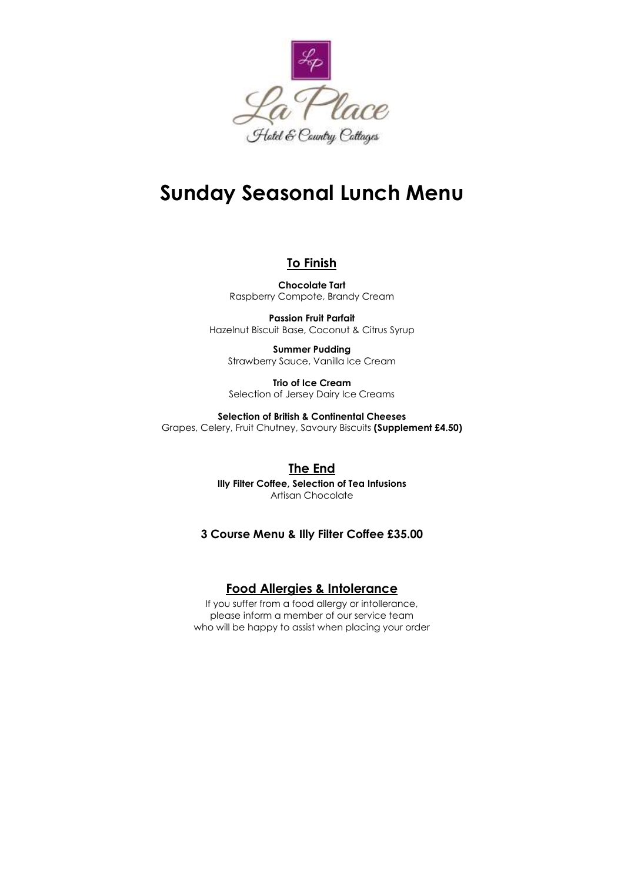La Place
Hotel & Country Cottages

# Sunday Seasonal Lunch Menu

## To Finish

**Chocolate Tart**
Raspberry Compote, Brandy Cream

**Passion Fruit Parfait**
Hazelnut Biscuit Base, Coconut & Citrus Syrup

**Summer Pudding**
Strawberry Sauce, Vanilla Ice Cream

**Trio of Ice Cream**
Selection of Jersey Dairy Ice Creams

**Selection of British & Continental Cheeses**
Grapes, Celery, Fruit Chutney, Savoury Biscuits **(Supplement £4.50)**

## The End

**Illy Filter Coffee, Selection of Tea Infusions**
Artisan Chocolate

**3 Course Menu & Illy Filter Coffee £35.00**

## Food Allergies & Intolerance

If you suffer from a food allergy or intollerance,
please inform a member of our service team
who will be happy to assist when placing your order